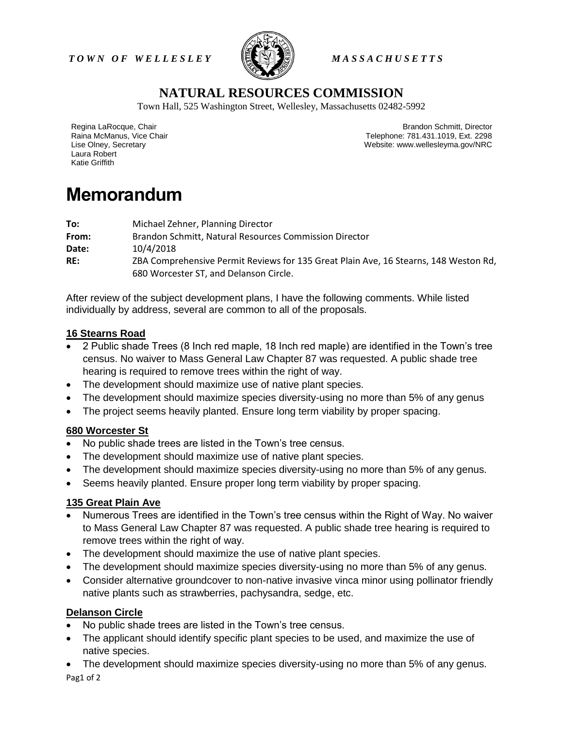*TOWN OF WELLESLEY* *MASSACHUSETTS*

# NATURAL RESOURCES COMMISSION

Town Hall, 525 Washington Street, Wellesley, Massachusetts 02482-5992

Regina LaRocque, Chair
Raina McManus, Vice Chair
Lise Olney, Secretary
Laura Robert
Katie Griffith

Brandon Schmitt, Director
Telephone: 781.431.1019, Ext. 2298
Website: www.wellesleyma.gov/NRC

# Memorandum

**To:** Michael Zehner, Planning Director
**From:** Brandon Schmitt, Natural Resources Commission Director
**Date:** 10/4/2018
**RE:** ZBA Comprehensive Permit Reviews for 135 Great Plain Ave, 16 Stearns, 148 Weston Rd, 680 Worcester ST, and Delanson Circle.

After review of the subject development plans, I have the following comments. While listed individually by address, several are common to all of the proposals.

## 16 Stearns Road

- 2 Public shade Trees (8 Inch red maple, 18 Inch red maple) are identified in the Town's tree census. No waiver to Mass General Law Chapter 87 was requested. A public shade tree hearing is required to remove trees within the right of way.
- The development should maximize use of native plant species.
- The development should maximize species diversity-using no more than 5% of any genus
- The project seems heavily planted. Ensure long term viability by proper spacing.

## 680 Worcester St

- No public shade trees are listed in the Town's tree census.
- The development should maximize use of native plant species.
- The development should maximize species diversity-using no more than 5% of any genus.
- Seems heavily planted. Ensure proper long term viability by proper spacing.

## 135 Great Plain Ave

- Numerous Trees are identified in the Town's tree census within the Right of Way. No waiver to Mass General Law Chapter 87 was requested. A public shade tree hearing is required to remove trees within the right of way.
- The development should maximize the use of native plant species.
- The development should maximize species diversity-using no more than 5% of any genus.
- Consider alternative groundcover to non-native invasive vinca minor using pollinator friendly native plants such as strawberries, pachysandra, sedge, etc.

## Delanson Circle

- No public shade trees are listed in the Town's tree census.
- The applicant should identify specific plant species to be used, and maximize the use of native species.
- The development should maximize species diversity-using no more than 5% of any genus.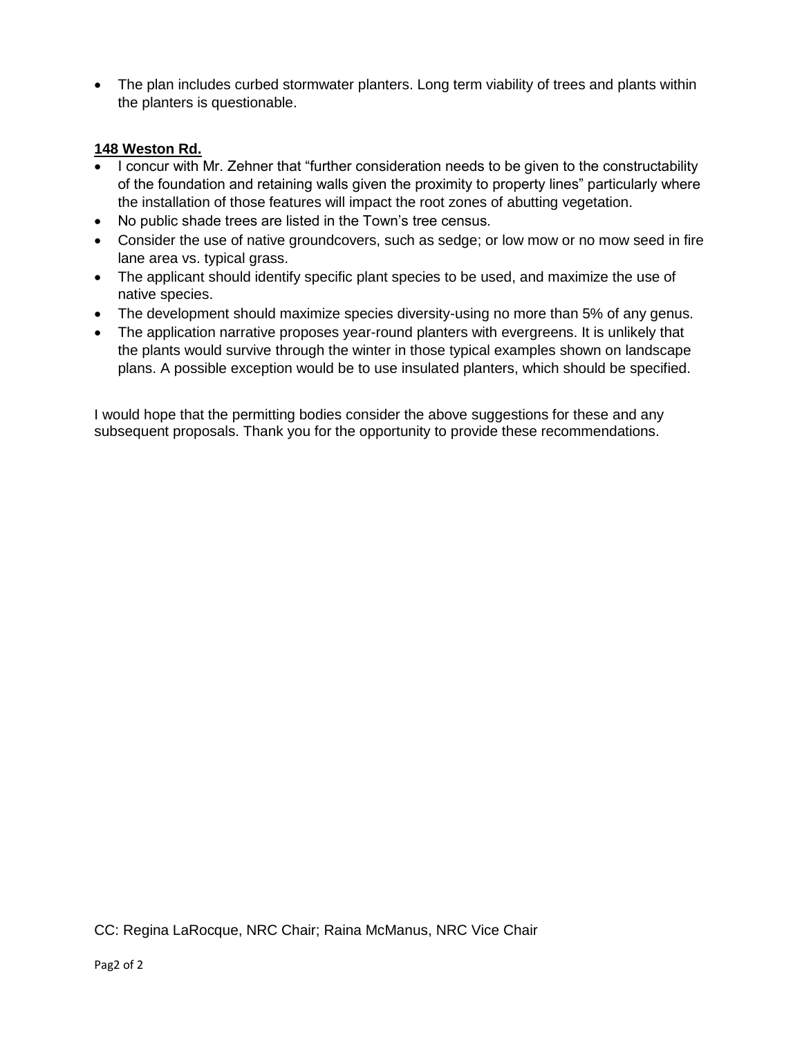- The plan includes curbed stormwater planters. Long term viability of trees and plants within the planters is questionable.

**148 Weston Rd.**

- I concur with Mr. Zehner that “further consideration needs to be given to the constructability of the foundation and retaining walls given the proximity to property lines” particularly where the installation of those features will impact the root zones of abutting vegetation.
- No public shade trees are listed in the Town’s tree census.
- Consider the use of native groundcovers, such as sedge; or low mow or no mow seed in fire lane area vs. typical grass.
- The applicant should identify specific plant species to be used, and maximize the use of native species.
- The development should maximize species diversity-using no more than 5% of any genus.
- The application narrative proposes year-round planters with evergreens. It is unlikely that the plants would survive through the winter in those typical examples shown on landscape plans. A possible exception would be to use insulated planters, which should be specified.

I would hope that the permitting bodies consider the above suggestions for these and any subsequent proposals. Thank you for the opportunity to provide these recommendations.

CC: Regina LaRocque, NRC Chair; Raina McManus, NRC Vice Chair